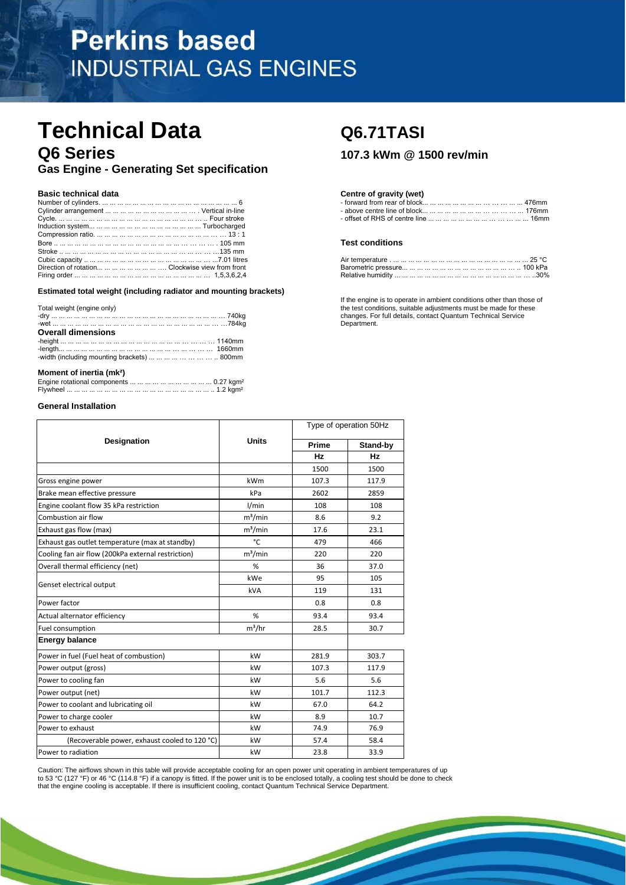# Perkins based
INDUSTRIAL GAS ENGINES

# Technical Data

## Q6 Series

### Gas Engine - Generating Set specification

# Q6.71TASI

### 107.3 kWm @ 1500 rev/min

#### Basic technical data

Number of cylinders. ... 6
Cylinder arrangement ... Vertical in-line
Cycle. ... Four stroke
Induction system... Turbocharged
Compression ratio. ... 13 : 1
Bore ... 105 mm
Stroke ... 135 mm
Cubic capacity ... 7.01 litres
Direction of rotation... Clockwise view from front
Firing order ... 1,5,3,6,2,4

#### Estimated total weight (including radiator and mounting brackets)

Total weight (engine only)
-dry ... 740kg
-wet ... 784kg

**Overall dimensions**

-height ... 1140mm
-length... 1660mm
-width (including mounting brackets) ... 800mm

#### Moment of inertia (mk²)

Engine rotational components ... 0.27 kgm²
Flywheel ... 1.2 kgm²

#### Centre of gravity (wet)

- forward from rear of block... 476mm
- above centre line of block... 176mm
- offset of RHS of centre line ... 16mm

#### Test conditions

Air temperature ... 25 °C
Barometric pressure... 100 kPa
Relative humidity ... 30%

If the engine is to operate in ambient conditions other than those of the test conditions, suitable adjustments must be made for these changes. For full details, contact Quantum Technical Service Department.

#### General Installation

| Designation | Units | Type of operation 50Hz | |
|---|---|---|---|
| | | Prime | Stand-by |
| | | Hz | Hz |
| | | 1500 | 1500 |
| Gross engine power | kWm | 107.3 | 117.9 |
| Brake mean effective pressure | kPa | 2602 | 2859 |
| Engine coolant flow 35 kPa restriction | l/min | 108 | 108 |
| Combustion air flow | m³/min | 8.6 | 9.2 |
| Exhaust gas flow (max) | m³/min | 17.6 | 23.1 |
| Exhaust gas outlet temperature (max at standby) | °C | 479 | 466 |
| Cooling fan air flow (200kPa external restriction) | m³/min | 220 | 220 |
| Overall thermal efficiency (net) | % | 36 | 37.0 |
| Genset electrical output | kWe | 95 | 105 |
| | kVA | 119 | 131 |
| Power factor | | 0.8 | 0.8 |
| Actual alternator efficiency | % | 93.4 | 93.4 |
| Fuel consumption | m³/hr | 28.5 | 30.7 |
| **Energy balance** | | | |
| Power in fuel (Fuel heat of combustion) | kW | 281.9 | 303.7 |
| Power output (gross) | kW | 107.3 | 117.9 |
| Power to cooling fan | kW | 5.6 | 5.6 |
| Power output (net) | kW | 101.7 | 112.3 |
| Power to coolant and lubricating oil | kW | 67.0 | 64.2 |
| Power to charge cooler | kW | 8.9 | 10.7 |
| Power to exhaust | kW | 74.9 | 76.9 |
| (Recoverable power, exhaust cooled to 120 °C) | kW | 57.4 | 58.4 |
| Power to radiation | kW | 23.8 | 33.9 |

Caution: The airflows shown in this table will provide acceptable cooling for an open power unit operating in ambient temperatures of up to 53 °C (127 °F) or 46 °C (114.8 °F) if a canopy is fitted. If the power unit is to be enclosed totally, a cooling test should be done to check that the engine cooling is acceptable. If there is insufficient cooling, contact Quantum Technical Service Department.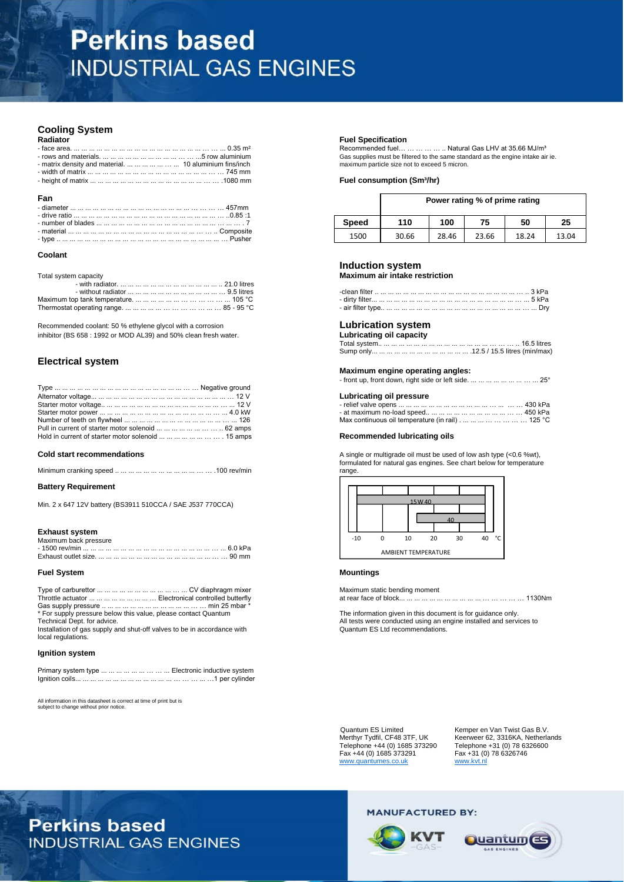# Perkins based
INDUSTRIAL GAS ENGINES

## Cooling System

### Radiator

- face area. ... ... ... ... ... ... ... ... ... ... ... ... ... ... ... ... ... ... ... 0.35 m²
- rows and materials. ... ... ... ... ... ... ... ... ... ... ... ... ...5 row aluminium
- matrix density and material. ... ... ... ... ... ... ... 10 aluminium fins/inch
- width of matrix ... ... ... ... ... ... ... ... ... ... ... ... ... ... ... ... ... 745 mm
- height of matrix ... ... ... ... ... ... ... ... ... ... ... ... ... ... ... ... ... .1080 mm

### Fan

- diameter ... ... ... ... ... ... ... ... ... ... ... ... ... ... ... ... ... ... ... 457mm
- drive ratio ... ... ... ... ... ... ... ... ... ... ... ... ... ... ... ... ... ... ..0.85 :1
- number of blades ... ... ... ... ... ... ... ... ... ... ... ... ... ... ... ... ... . 7
- material ... ... ... ... ... ... ... ... ... ... ... ... ... ... ... ... ... .. Composite
- type .. ... ... ... ... ... ... ... ... ... ... ... ... ... ... ... ... ... ... ... Pusher

### Coolant

Total system capacity
- with radiator. ... ... ... ... ... ... ... ... ... ... ... ... .. 21.0 litres
- without radiator ... ... ... ... ... ... ... ... ... ... ... ... 9.5 litres

Maximum top tank temperature. ... ... ... ... ... ... ... ... ... ... 105 °C
Thermostat operating range. ... ... ... ... ... ... ... ... ... ... ... 85 - 95 °C

Recommended coolant: 50 % ethylene glycol with a corrosion inhibitor (BS 658 : 1992 or MOD AL39) and 50% clean fresh water.

## Electrical system

Type ... ... ... ... ... ... ... ... ... ... ... ... ... ... ... ... ... ... Negative ground
Alternator voltage... ... ... ... ... ... ... ... ... ... ... ... ... ... ... ... ... 12 V
Starter motor voltage.. ... ... ... ... ... ... ... ... ... ... ... ... ... ... ... 12 V
Starter motor power ... ... ... ... ... ... ... ... ... ... ... ... ... ... ... ... 4.0 kW
Number of teeth on flywheel ... ... ... ... ... ... ... ... ... ... ... ... ... 126
Pull in current of starter motor solenoid ... ... ... ... ... ... ... ... 62 amps
Hold in current of starter motor solenoid ... ... ... ... ... ... ... . 15 amps

### Cold start recommendations

Minimum cranking speed .. ... ... ... ... ... ... ... ... ... ... ... .100 rev/min

### Battery Requirement

Min. 2 x 647 12V battery (BS3911 510CCA / SAE J537 770CCA)

### Exhaust system

Maximum back pressure
- 1500 rev/min ... ... ... ... ... ... ... ... ... ... ... ... ... ... ... ... ... 6.0 kPa

Exhaust outlet size. ... ... ... ... ... ... ... ... ... ... ... ... ... ... ... 90 mm

### Fuel System

Type of carburettor ... ... ... ... ... ... ... ... ... ... ... CV diaphragm mixer
Throttle actuator ... ... ... ... ... ... ... ... Electronical controlled butterfly
Gas supply pressure .. ... ... ... ... ... ... ... ... ... ... ... ... min 25 mbar *
* For supply pressure below this value, please contact Quantum Technical Dept. for advice.
Installation of gas supply and shut-off valves to be in accordance with local regulations.

### Ignition system

Primary system type ... ... ... ... ... ... ... ... Electronic inductive system
Ignition coils... ... ... ... ... ... ... ... ... ... ... ... ... ... ... ...1 per cylinder

All information in this datasheet is correct at time of print but is subject to change without prior notice.

### Fuel Specification

Recommended fuel… … … … .. Natural Gas LHV at 35.66 MJ/m³
Gas supplies must be filtered to the same standard as the engine intake air ie. maximum particle size not to exceed 5 micron.

### Fuel consumption (Sm³/hr)

| | Power rating % of prime rating | | | | |
|---|---|---|---|---|---|
| Speed | 110 | 100 | 75 | 50 | 25 |
| 1500 | 30.66 | 28.46 | 23.66 | 18.24 | 13.04 |

## Induction system

### Maximum air intake restriction

-clean filter .. ... ... ... ... ... ... ... ... ... ... ... ... ... ... ... ... ... .. 3 kPa
- dirty filter... ... ... ... ... ... ... ... ... ... ... ... ... ... ... ... ... ... ... 5 kPa
- air filter type.. ... ... ... ... ... ... ... ... ... ... ... ... ... ... ... ... ... ... Dry

## Lubrication system

### Lubricating oil capacity

Total system.. ... ... ... ... ... ... ... ... ... ... ... ... ... ... ... ... 16.5 litres
Sump only... ... ... ... ... ... ... ... ... ... ... ... .12.5 / 15.5 litres (min/max)

### Maximum engine operating angles:

- front up, front down, right side or left side. ... ... ... ... ... ... ... 25°

### Lubricating oil pressure

- relief valve opens ... ... ... ... ... ... ... ... ... ... ... ... ... ... 430 kPa
- at maximum no-load speed.. ... ... ... ... ... ... ... ... ... ... 450 kPa

Max continuous oil temperature (in rail) . ... ... ... ... ... ... ... 125 °C

### Recommended lubricating oils

A single or multigrade oil must be used of low ash type (<0.6 %wt), formulated for natural gas engines. See chart below for temperature range.

15W40
40
-10
0
10
20
30
40
°C
AMBIENT TEMPERATURE

### Mountings

Maximum static bending moment
at rear face of block... ... ... ... ... ... ... ... ... ... ... ... ... ... ... 1130Nm

The information given in this document is for guidance only.
All tests were conducted using an engine installed and services to Quantum ES Ltd recommendations.

Quantum ES Limited
Merthyr Tydfil, CF48 3TF, UK
Telephone +44 (0) 1685 373290
Fax +44 (0) 1685 373291
www.quantumes.co.uk

Kemper en Van Twist Gas B.V.
Keerweer 62, 3316KA, Netherlands
Telephone +31 (0) 78 6326600
Fax +31 (0) 78 6326746
www.kvt.nl

MANUFACTURED BY: